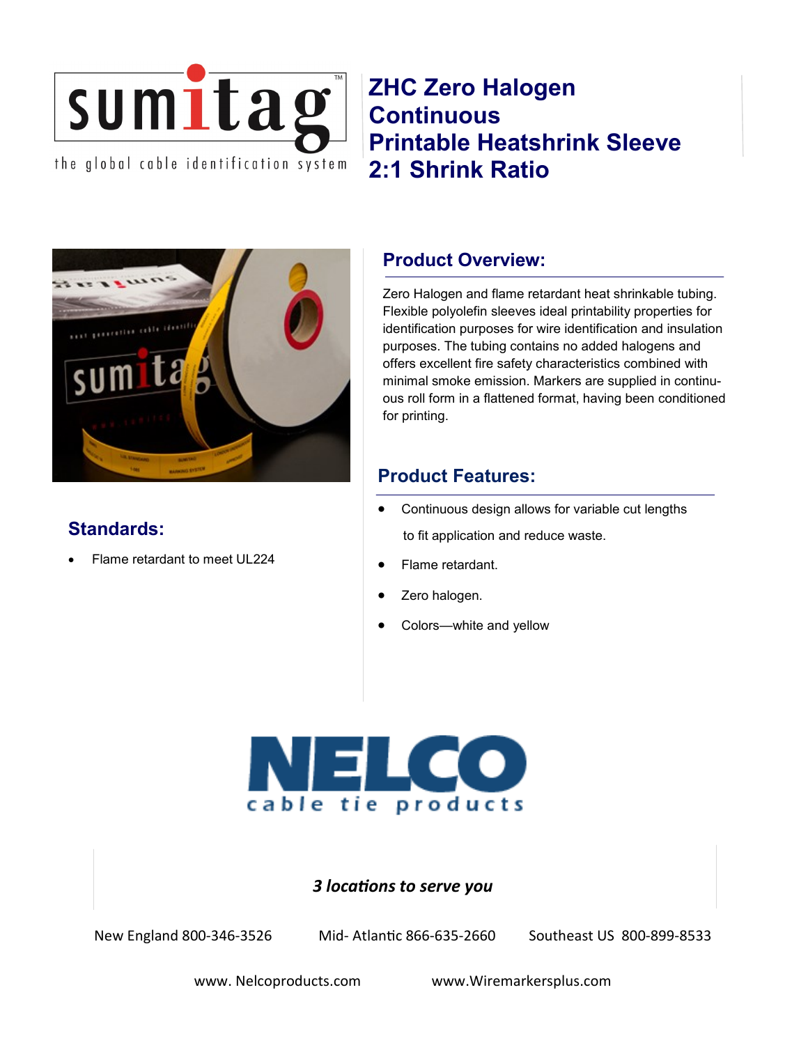sumitag™

the global cable identification system

# ZHC Zero Halogen Continuous Printable Heatshrink Sleeve 2:1 Shrink Ratio

## Product Overview:

Zero Halogen and flame retardant heat shrinkable tubing. Flexible polyolefin sleeves ideal printability properties for identification purposes for wire identification and insulation purposes. The tubing contains no added halogens and offers excellent fire safety characteristics combined with minimal smoke emission. Markers are supplied in continuous roll form in a flattened format, having been conditioned for printing.

## Product Features:

- Continuous design allows for variable cut lengths to fit application and reduce waste.
- Flame retardant.
- Zero halogen.
- Colors—white and yellow

## Standards:

- Flame retardant to meet UL224

NELCO

cable tie products

*3 locations to serve you*

New England 800-346-3526 Mid- Atlantic 866-635-2660 Southeast US 800-899-8533

www. Nelcoproducts.com www.Wiremarkersplus.com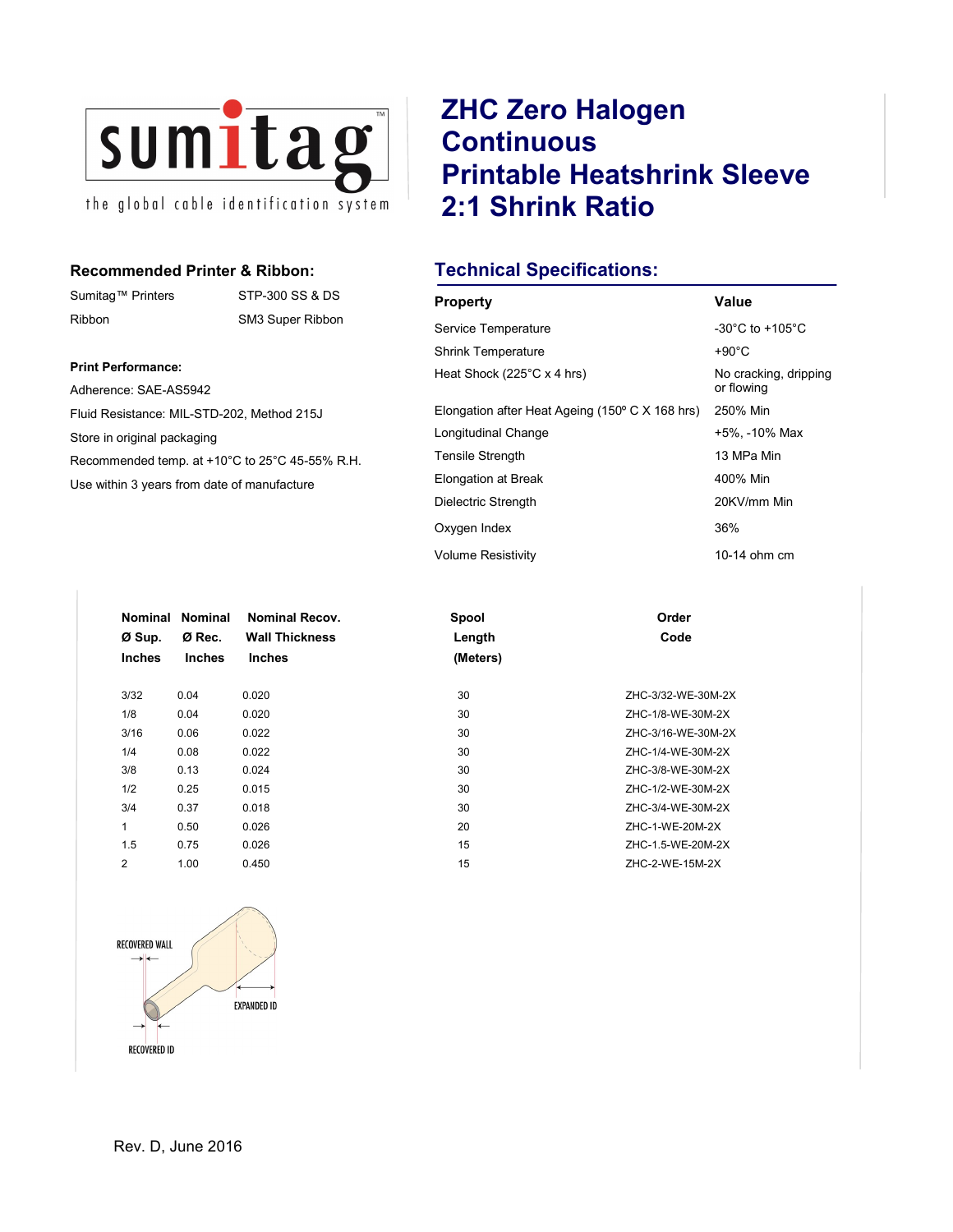sumitag™

the global cable identification system

# ZHC Zero Halogen Continuous Printable Heatshrink Sleeve 2:1 Shrink Ratio

### Recommended Printer & Ribbon:

| | |
|---|---|
| Sumitag™ Printers | STP-300 SS & DS |
| Ribbon | SM3 Super Ribbon |

**Print Performance:**

Adherence: SAE-AS5942

Fluid Resistance: MIL-STD-202, Method 215J

Store in original packaging

Recommended temp. at +10°C to 25°C 45-55% R.H.

Use within 3 years from date of manufacture

## Technical Specifications:

| Property | Value |
|---|---|
| Service Temperature | -30°C to +105°C |
| Shrink Temperature | +90°C |
| Heat Shock (225°C x 4 hrs) | No cracking, dripping or flowing |
| Elongation after Heat Ageing (150º C X 168 hrs) | 250% Min |
| Longitudinal Change | +5%, -10% Max |
| Tensile Strength | 13 MPa Min |
| Elongation at Break | 400% Min |
| Dielectric Strength | 20KV/mm Min |
| Oxygen Index | 36% |
| Volume Resistivity | 10-14 ohm cm |

| Nominal Ø Sup. Inches | Nominal Ø Rec. Inches | Nominal Recov. Wall Thickness Inches | Spool Length (Meters) | Order Code |
|---|---|---|---|---|
| 3/32 | 0.04 | 0.020 | 30 | ZHC-3/32-WE-30M-2X |
| 1/8 | 0.04 | 0.020 | 30 | ZHC-1/8-WE-30M-2X |
| 3/16 | 0.06 | 0.022 | 30 | ZHC-3/16-WE-30M-2X |
| 1/4 | 0.08 | 0.022 | 30 | ZHC-1/4-WE-30M-2X |
| 3/8 | 0.13 | 0.024 | 30 | ZHC-3/8-WE-30M-2X |
| 1/2 | 0.25 | 0.015 | 30 | ZHC-1/2-WE-30M-2X |
| 3/4 | 0.37 | 0.018 | 30 | ZHC-3/4-WE-30M-2X |
| 1 | 0.50 | 0.026 | 20 | ZHC-1-WE-20M-2X |
| 1.5 | 0.75 | 0.026 | 15 | ZHC-1.5-WE-20M-2X |
| 2 | 1.00 | 0.450 | 15 | ZHC-2-WE-15M-2X |

RECOVERED WALL

EXPANDED ID

RECOVERED ID

Rev. D, June 2016